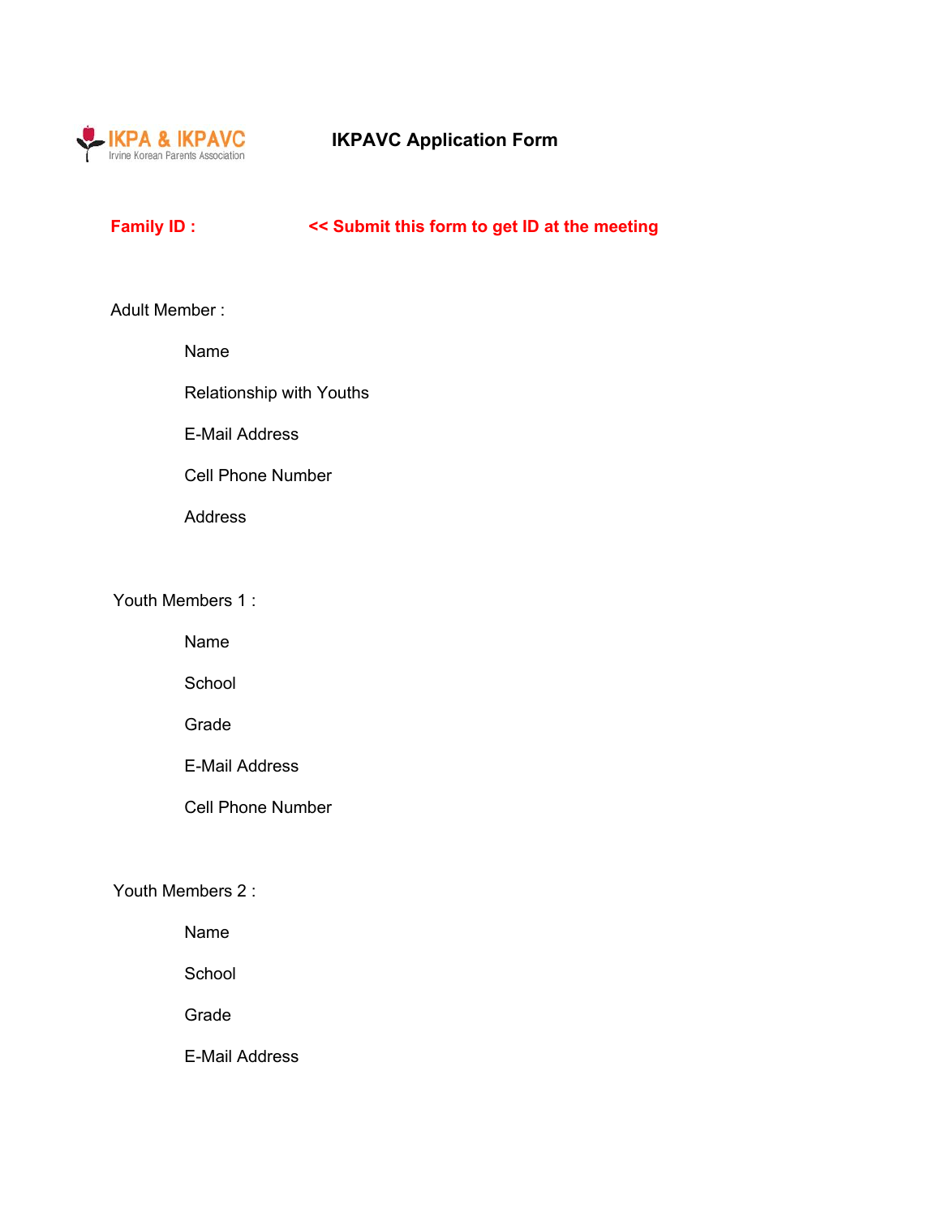IKPA & IKPAVC
Irvine Korean Parents Association

# IKPAVC Application Form

**Family ID :** **<< Submit this form to get ID at the meeting**

Adult Member :

- Name
- Relationship with Youths
- E-Mail Address
- Cell Phone Number
- Address

Youth Members 1 :

- Name
- School
- Grade
- E-Mail Address
- Cell Phone Number

Youth Members 2 :

- Name
- School
- Grade
- E-Mail Address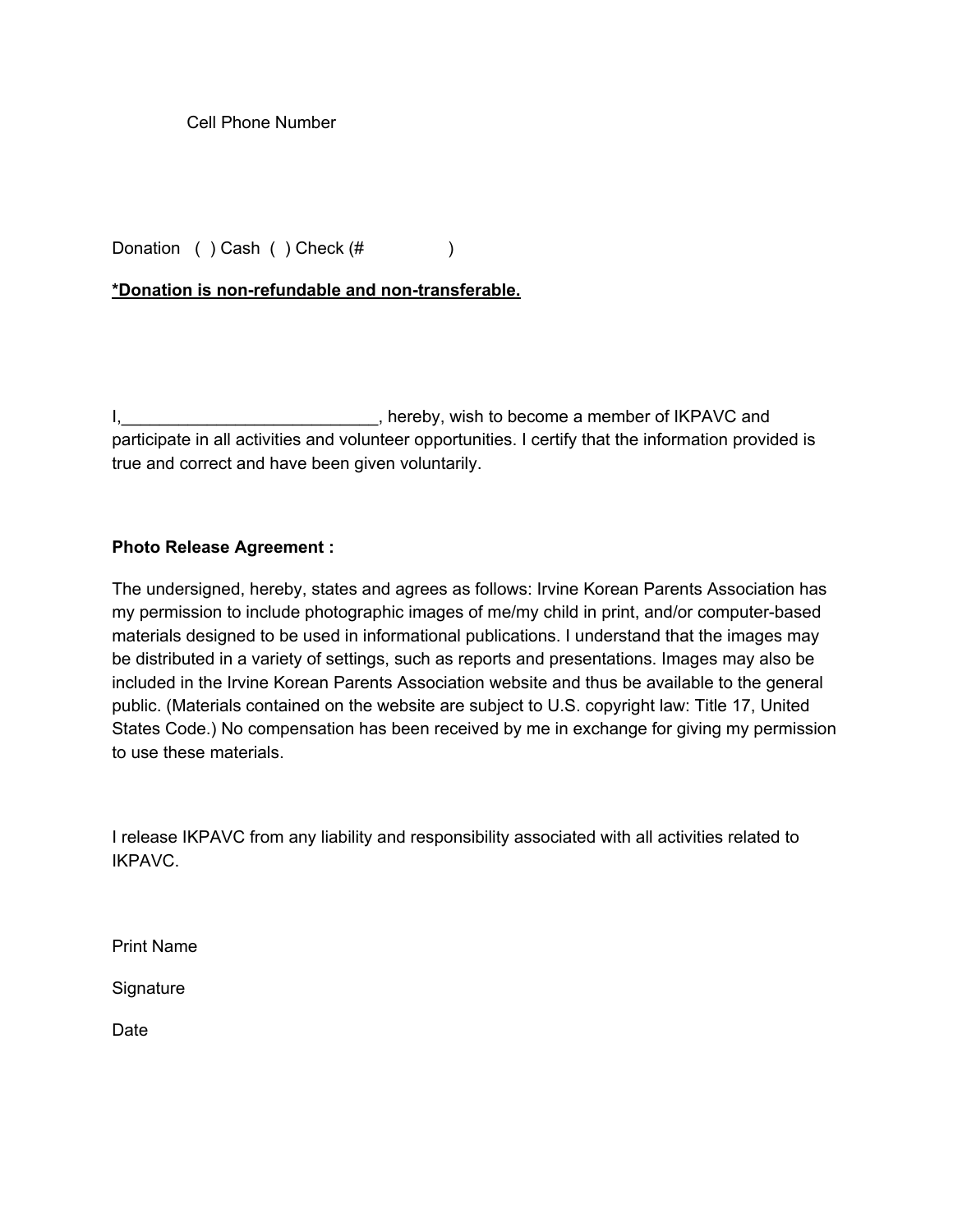Cell Phone Number

Donation ( ) Cash ( ) Check (# )

***Donation is non-refundable and non-transferable.***

I,___________________________, hereby, wish to become a member of IKPAVC and participate in all activities and volunteer opportunities. I certify that the information provided is true and correct and have been given voluntarily.

**Photo Release Agreement :**

The undersigned, hereby, states and agrees as follows: Irvine Korean Parents Association has my permission to include photographic images of me/my child in print, and/or computer-based materials designed to be used in informational publications. I understand that the images may be distributed in a variety of settings, such as reports and presentations. Images may also be included in the Irvine Korean Parents Association website and thus be available to the general public. (Materials contained on the website are subject to U.S. copyright law: Title 17, United States Code.) No compensation has been received by me in exchange for giving my permission to use these materials.

I release IKPAVC from any liability and responsibility associated with all activities related to IKPAVC.

Print Name

Signature

Date